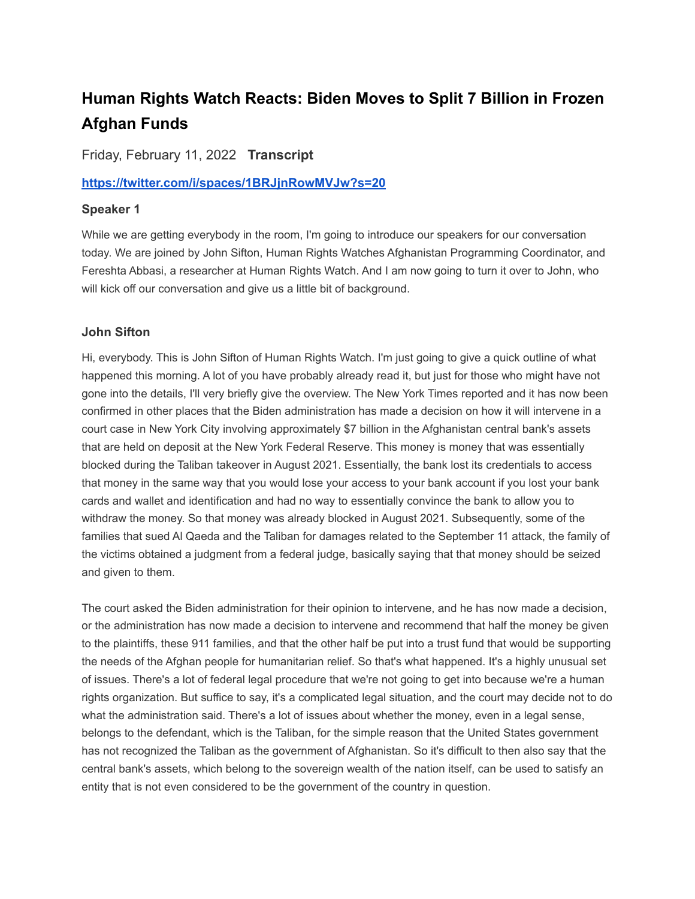# Human Rights Watch Reacts: Biden Moves to Split 7 Billion in Frozen Afghan Funds

Friday, February 11, 2022 **Transcript**

**https://twitter.com/i/spaces/1BRJjnRowMVJw?s=20**

### Speaker 1

While we are getting everybody in the room, I'm going to introduce our speakers for our conversation today. We are joined by John Sifton, Human Rights Watches Afghanistan Programming Coordinator, and Fereshta Abbasi, a researcher at Human Rights Watch. And I am now going to turn it over to John, who will kick off our conversation and give us a little bit of background.

### John Sifton

Hi, everybody. This is John Sifton of Human Rights Watch. I'm just going to give a quick outline of what happened this morning. A lot of you have probably already read it, but just for those who might have not gone into the details, I'll very briefly give the overview. The New York Times reported and it has now been confirmed in other places that the Biden administration has made a decision on how it will intervene in a court case in New York City involving approximately $7 billion in the Afghanistan central bank's assets that are held on deposit at the New York Federal Reserve. This money is money that was essentially blocked during the Taliban takeover in August 2021. Essentially, the bank lost its credentials to access that money in the same way that you would lose your access to your bank account if you lost your bank cards and wallet and identification and had no way to essentially convince the bank to allow you to withdraw the money. So that money was already blocked in August 2021. Subsequently, some of the families that sued Al Qaeda and the Taliban for damages related to the September 11 attack, the family of the victims obtained a judgment from a federal judge, basically saying that that money should be seized and given to them.

The court asked the Biden administration for their opinion to intervene, and he has now made a decision, or the administration has now made a decision to intervene and recommend that half the money be given to the plaintiffs, these 911 families, and that the other half be put into a trust fund that would be supporting the needs of the Afghan people for humanitarian relief. So that's what happened. It's a highly unusual set of issues. There's a lot of federal legal procedure that we're not going to get into because we're a human rights organization. But suffice to say, it's a complicated legal situation, and the court may decide not to do what the administration said. There's a lot of issues about whether the money, even in a legal sense, belongs to the defendant, which is the Taliban, for the simple reason that the United States government has not recognized the Taliban as the government of Afghanistan. So it's difficult to then also say that the central bank's assets, which belong to the sovereign wealth of the nation itself, can be used to satisfy an entity that is not even considered to be the government of the country in question.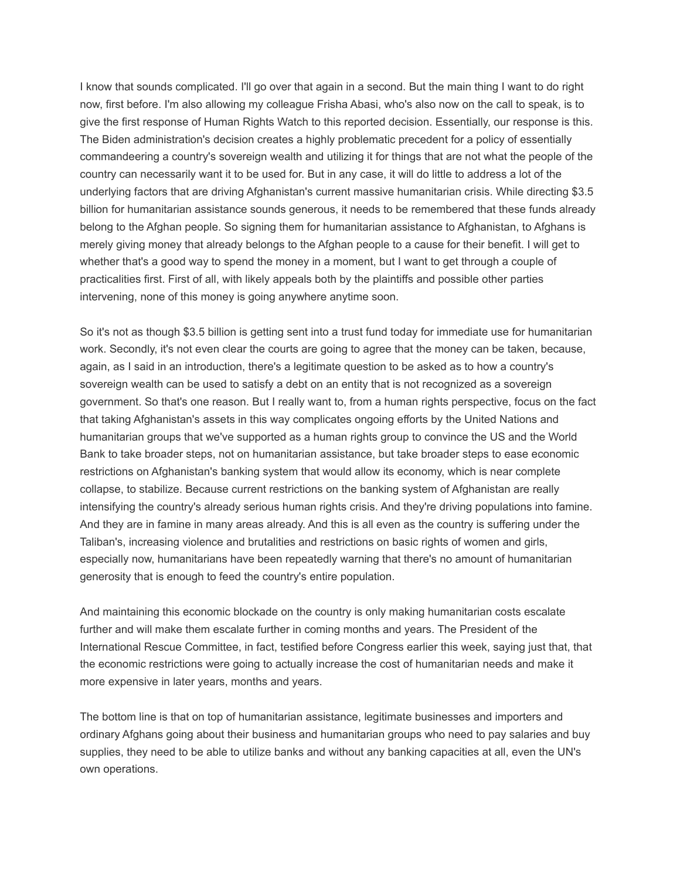I know that sounds complicated. I'll go over that again in a second. But the main thing I want to do right now, first before. I'm also allowing my colleague Frisha Abasi, who's also now on the call to speak, is to give the first response of Human Rights Watch to this reported decision. Essentially, our response is this. The Biden administration's decision creates a highly problematic precedent for a policy of essentially commandeering a country's sovereign wealth and utilizing it for things that are not what the people of the country can necessarily want it to be used for. But in any case, it will do little to address a lot of the underlying factors that are driving Afghanistan's current massive humanitarian crisis. While directing $3.5 billion for humanitarian assistance sounds generous, it needs to be remembered that these funds already belong to the Afghan people. So signing them for humanitarian assistance to Afghanistan, to Afghans is merely giving money that already belongs to the Afghan people to a cause for their benefit. I will get to whether that's a good way to spend the money in a moment, but I want to get through a couple of practicalities first. First of all, with likely appeals both by the plaintiffs and possible other parties intervening, none of this money is going anywhere anytime soon.

So it's not as though $3.5 billion is getting sent into a trust fund today for immediate use for humanitarian work. Secondly, it's not even clear the courts are going to agree that the money can be taken, because, again, as I said in an introduction, there's a legitimate question to be asked as to how a country's sovereign wealth can be used to satisfy a debt on an entity that is not recognized as a sovereign government. So that's one reason. But I really want to, from a human rights perspective, focus on the fact that taking Afghanistan's assets in this way complicates ongoing efforts by the United Nations and humanitarian groups that we've supported as a human rights group to convince the US and the World Bank to take broader steps, not on humanitarian assistance, but take broader steps to ease economic restrictions on Afghanistan's banking system that would allow its economy, which is near complete collapse, to stabilize. Because current restrictions on the banking system of Afghanistan are really intensifying the country's already serious human rights crisis. And they're driving populations into famine. And they are in famine in many areas already. And this is all even as the country is suffering under the Taliban's, increasing violence and brutalities and restrictions on basic rights of women and girls, especially now, humanitarians have been repeatedly warning that there's no amount of humanitarian generosity that is enough to feed the country's entire population.

And maintaining this economic blockade on the country is only making humanitarian costs escalate further and will make them escalate further in coming months and years. The President of the International Rescue Committee, in fact, testified before Congress earlier this week, saying just that, that the economic restrictions were going to actually increase the cost of humanitarian needs and make it more expensive in later years, months and years.

The bottom line is that on top of humanitarian assistance, legitimate businesses and importers and ordinary Afghans going about their business and humanitarian groups who need to pay salaries and buy supplies, they need to be able to utilize banks and without any banking capacities at all, even the UN's own operations.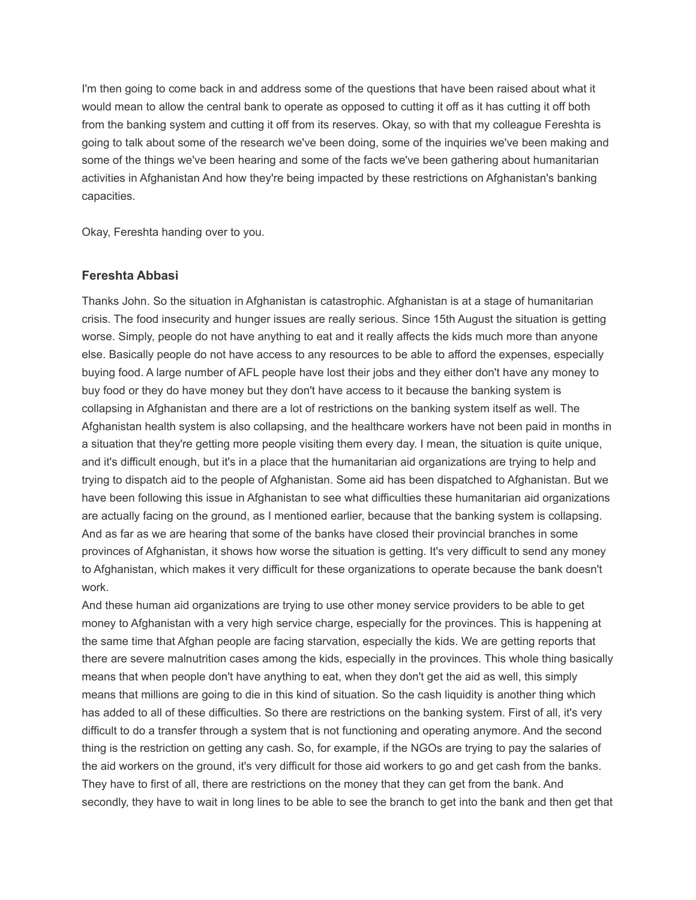I'm then going to come back in and address some of the questions that have been raised about what it would mean to allow the central bank to operate as opposed to cutting it off as it has cutting it off both from the banking system and cutting it off from its reserves. Okay, so with that my colleague Fereshta is going to talk about some of the research we've been doing, some of the inquiries we've been making and some of the things we've been hearing and some of the facts we've been gathering about humanitarian activities in Afghanistan And how they're being impacted by these restrictions on Afghanistan's banking capacities.

Okay, Fereshta handing over to you.

### Fereshta Abbasi

Thanks John. So the situation in Afghanistan is catastrophic. Afghanistan is at a stage of humanitarian crisis. The food insecurity and hunger issues are really serious. Since 15th August the situation is getting worse. Simply, people do not have anything to eat and it really affects the kids much more than anyone else. Basically people do not have access to any resources to be able to afford the expenses, especially buying food. A large number of AFL people have lost their jobs and they either don't have any money to buy food or they do have money but they don't have access to it because the banking system is collapsing in Afghanistan and there are a lot of restrictions on the banking system itself as well. The Afghanistan health system is also collapsing, and the healthcare workers have not been paid in months in a situation that they're getting more people visiting them every day. I mean, the situation is quite unique, and it's difficult enough, but it's in a place that the humanitarian aid organizations are trying to help and trying to dispatch aid to the people of Afghanistan. Some aid has been dispatched to Afghanistan. But we have been following this issue in Afghanistan to see what difficulties these humanitarian aid organizations are actually facing on the ground, as I mentioned earlier, because that the banking system is collapsing. And as far as we are hearing that some of the banks have closed their provincial branches in some provinces of Afghanistan, it shows how worse the situation is getting. It's very difficult to send any money to Afghanistan, which makes it very difficult for these organizations to operate because the bank doesn't work.
And these human aid organizations are trying to use other money service providers to be able to get money to Afghanistan with a very high service charge, especially for the provinces. This is happening at the same time that Afghan people are facing starvation, especially the kids. We are getting reports that there are severe malnutrition cases among the kids, especially in the provinces. This whole thing basically means that when people don't have anything to eat, when they don't get the aid as well, this simply means that millions are going to die in this kind of situation. So the cash liquidity is another thing which has added to all of these difficulties. So there are restrictions on the banking system. First of all, it's very difficult to do a transfer through a system that is not functioning and operating anymore. And the second thing is the restriction on getting any cash. So, for example, if the NGOs are trying to pay the salaries of the aid workers on the ground, it's very difficult for those aid workers to go and get cash from the banks. They have to first of all, there are restrictions on the money that they can get from the bank. And secondly, they have to wait in long lines to be able to see the branch to get into the bank and then get that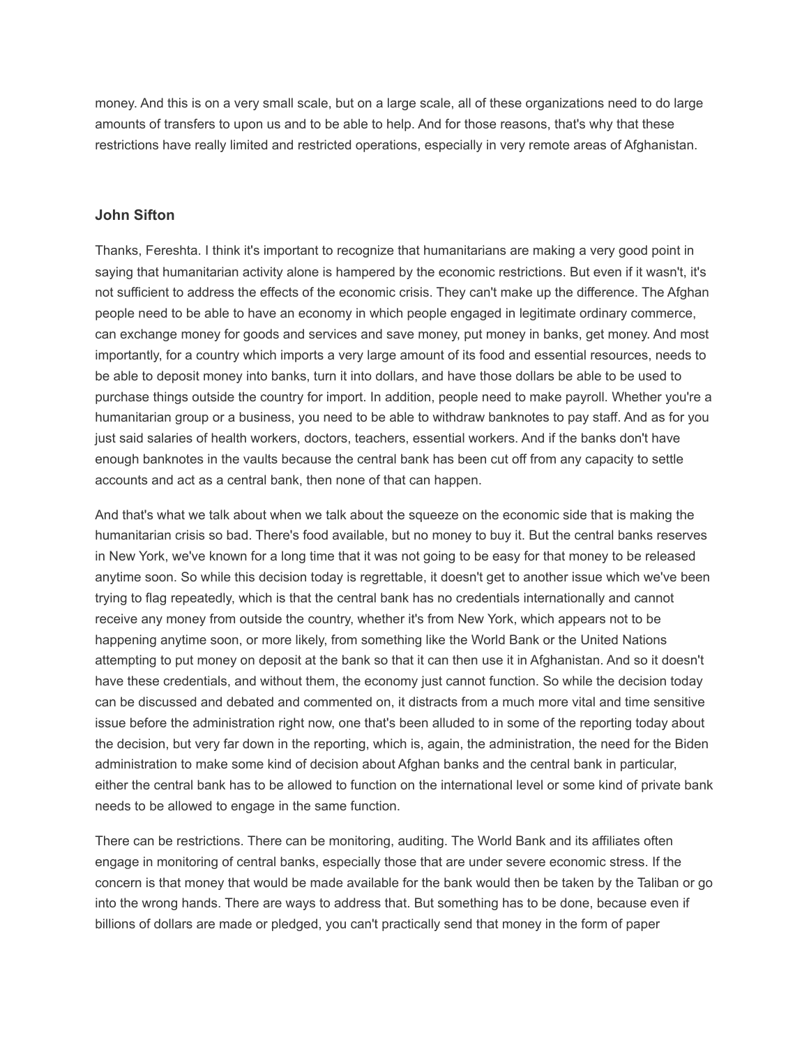money. And this is on a very small scale, but on a large scale, all of these organizations need to do large amounts of transfers to upon us and to be able to help. And for those reasons, that's why that these restrictions have really limited and restricted operations, especially in very remote areas of Afghanistan.

### John Sifton

Thanks, Fereshta. I think it's important to recognize that humanitarians are making a very good point in saying that humanitarian activity alone is hampered by the economic restrictions. But even if it wasn't, it's not sufficient to address the effects of the economic crisis. They can't make up the difference. The Afghan people need to be able to have an economy in which people engaged in legitimate ordinary commerce, can exchange money for goods and services and save money, put money in banks, get money. And most importantly, for a country which imports a very large amount of its food and essential resources, needs to be able to deposit money into banks, turn it into dollars, and have those dollars be able to be used to purchase things outside the country for import. In addition, people need to make payroll. Whether you're a humanitarian group or a business, you need to be able to withdraw banknotes to pay staff. And as for you just said salaries of health workers, doctors, teachers, essential workers. And if the banks don't have enough banknotes in the vaults because the central bank has been cut off from any capacity to settle accounts and act as a central bank, then none of that can happen.

And that's what we talk about when we talk about the squeeze on the economic side that is making the humanitarian crisis so bad. There's food available, but no money to buy it. But the central banks reserves in New York, we've known for a long time that it was not going to be easy for that money to be released anytime soon. So while this decision today is regrettable, it doesn't get to another issue which we've been trying to flag repeatedly, which is that the central bank has no credentials internationally and cannot receive any money from outside the country, whether it's from New York, which appears not to be happening anytime soon, or more likely, from something like the World Bank or the United Nations attempting to put money on deposit at the bank so that it can then use it in Afghanistan. And so it doesn't have these credentials, and without them, the economy just cannot function. So while the decision today can be discussed and debated and commented on, it distracts from a much more vital and time sensitive issue before the administration right now, one that's been alluded to in some of the reporting today about the decision, but very far down in the reporting, which is, again, the administration, the need for the Biden administration to make some kind of decision about Afghan banks and the central bank in particular, either the central bank has to be allowed to function on the international level or some kind of private bank needs to be allowed to engage in the same function.

There can be restrictions. There can be monitoring, auditing. The World Bank and its affiliates often engage in monitoring of central banks, especially those that are under severe economic stress. If the concern is that money that would be made available for the bank would then be taken by the Taliban or go into the wrong hands. There are ways to address that. But something has to be done, because even if billions of dollars are made or pledged, you can't practically send that money in the form of paper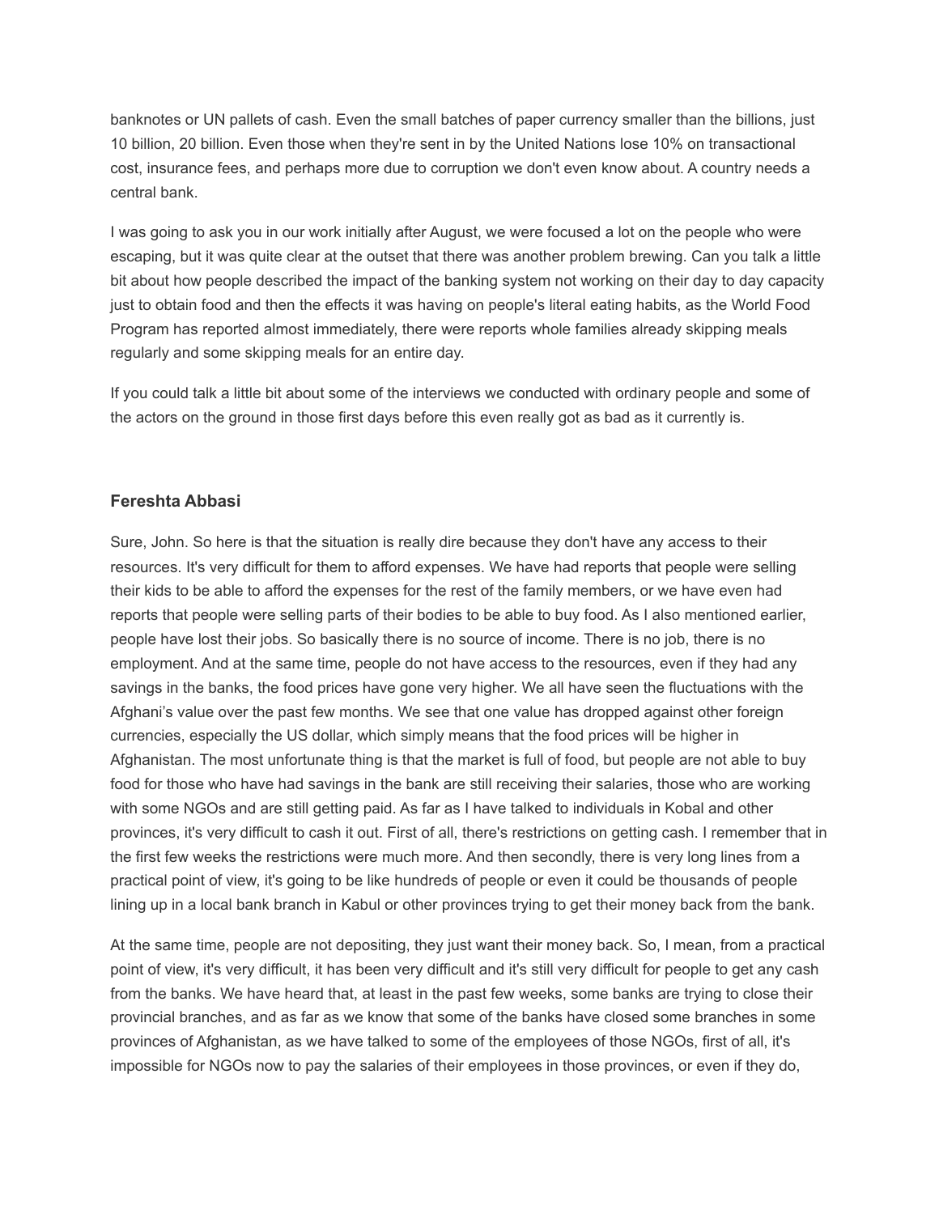banknotes or UN pallets of cash. Even the small batches of paper currency smaller than the billions, just 10 billion, 20 billion. Even those when they're sent in by the United Nations lose 10% on transactional cost, insurance fees, and perhaps more due to corruption we don't even know about. A country needs a central bank.

I was going to ask you in our work initially after August, we were focused a lot on the people who were escaping, but it was quite clear at the outset that there was another problem brewing. Can you talk a little bit about how people described the impact of the banking system not working on their day to day capacity just to obtain food and then the effects it was having on people's literal eating habits, as the World Food Program has reported almost immediately, there were reports whole families already skipping meals regularly and some skipping meals for an entire day.

If you could talk a little bit about some of the interviews we conducted with ordinary people and some of the actors on the ground in those first days before this even really got as bad as it currently is.

### Fereshta Abbasi

Sure, John. So here is that the situation is really dire because they don't have any access to their resources. It's very difficult for them to afford expenses. We have had reports that people were selling their kids to be able to afford the expenses for the rest of the family members, or we have even had reports that people were selling parts of their bodies to be able to buy food. As I also mentioned earlier, people have lost their jobs. So basically there is no source of income. There is no job, there is no employment. And at the same time, people do not have access to the resources, even if they had any savings in the banks, the food prices have gone very higher. We all have seen the fluctuations with the Afghani's value over the past few months. We see that one value has dropped against other foreign currencies, especially the US dollar, which simply means that the food prices will be higher in Afghanistan. The most unfortunate thing is that the market is full of food, but people are not able to buy food for those who have had savings in the bank are still receiving their salaries, those who are working with some NGOs and are still getting paid. As far as I have talked to individuals in Kobal and other provinces, it's very difficult to cash it out. First of all, there's restrictions on getting cash. I remember that in the first few weeks the restrictions were much more. And then secondly, there is very long lines from a practical point of view, it's going to be like hundreds of people or even it could be thousands of people lining up in a local bank branch in Kabul or other provinces trying to get their money back from the bank.

At the same time, people are not depositing, they just want their money back. So, I mean, from a practical point of view, it's very difficult, it has been very difficult and it's still very difficult for people to get any cash from the banks. We have heard that, at least in the past few weeks, some banks are trying to close their provincial branches, and as far as we know that some of the banks have closed some branches in some provinces of Afghanistan, as we have talked to some of the employees of those NGOs, first of all, it's impossible for NGOs now to pay the salaries of their employees in those provinces, or even if they do,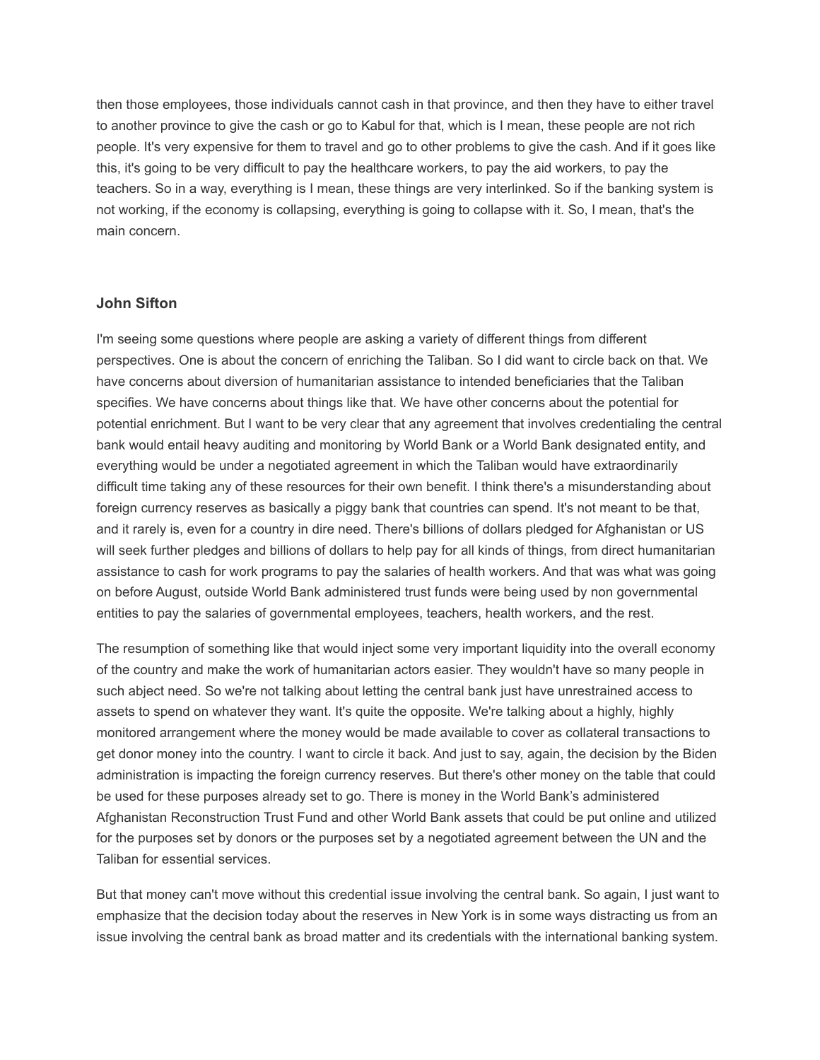then those employees, those individuals cannot cash in that province, and then they have to either travel to another province to give the cash or go to Kabul for that, which is I mean, these people are not rich people. It's very expensive for them to travel and go to other problems to give the cash. And if it goes like this, it's going to be very difficult to pay the healthcare workers, to pay the aid workers, to pay the teachers. So in a way, everything is I mean, these things are very interlinked. So if the banking system is not working, if the economy is collapsing, everything is going to collapse with it. So, I mean, that's the main concern.

### John Sifton

I'm seeing some questions where people are asking a variety of different things from different perspectives. One is about the concern of enriching the Taliban. So I did want to circle back on that. We have concerns about diversion of humanitarian assistance to intended beneficiaries that the Taliban specifies. We have concerns about things like that. We have other concerns about the potential for potential enrichment. But I want to be very clear that any agreement that involves credentialing the central bank would entail heavy auditing and monitoring by World Bank or a World Bank designated entity, and everything would be under a negotiated agreement in which the Taliban would have extraordinarily difficult time taking any of these resources for their own benefit. I think there's a misunderstanding about foreign currency reserves as basically a piggy bank that countries can spend. It's not meant to be that, and it rarely is, even for a country in dire need. There's billions of dollars pledged for Afghanistan or US will seek further pledges and billions of dollars to help pay for all kinds of things, from direct humanitarian assistance to cash for work programs to pay the salaries of health workers. And that was what was going on before August, outside World Bank administered trust funds were being used by non governmental entities to pay the salaries of governmental employees, teachers, health workers, and the rest.

The resumption of something like that would inject some very important liquidity into the overall economy of the country and make the work of humanitarian actors easier. They wouldn't have so many people in such abject need. So we're not talking about letting the central bank just have unrestrained access to assets to spend on whatever they want. It's quite the opposite. We're talking about a highly, highly monitored arrangement where the money would be made available to cover as collateral transactions to get donor money into the country. I want to circle it back. And just to say, again, the decision by the Biden administration is impacting the foreign currency reserves. But there's other money on the table that could be used for these purposes already set to go. There is money in the World Bank's administered Afghanistan Reconstruction Trust Fund and other World Bank assets that could be put online and utilized for the purposes set by donors or the purposes set by a negotiated agreement between the UN and the Taliban for essential services.

But that money can't move without this credential issue involving the central bank. So again, I just want to emphasize that the decision today about the reserves in New York is in some ways distracting us from an issue involving the central bank as broad matter and its credentials with the international banking system.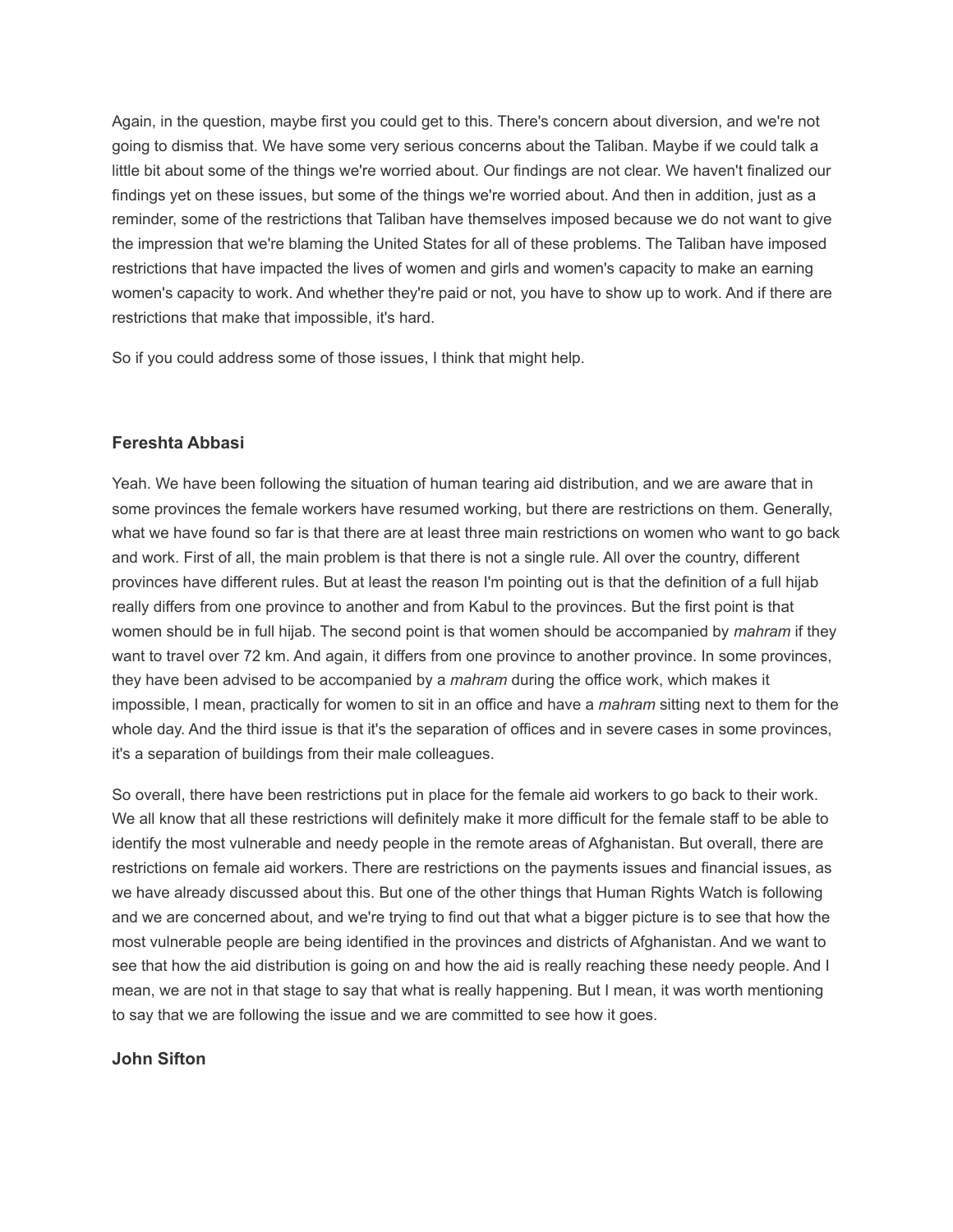Again, in the question, maybe first you could get to this. There's concern about diversion, and we're not going to dismiss that. We have some very serious concerns about the Taliban. Maybe if we could talk a little bit about some of the things we're worried about. Our findings are not clear. We haven't finalized our findings yet on these issues, but some of the things we're worried about. And then in addition, just as a reminder, some of the restrictions that Taliban have themselves imposed because we do not want to give the impression that we're blaming the United States for all of these problems. The Taliban have imposed restrictions that have impacted the lives of women and girls and women's capacity to make an earning women's capacity to work. And whether they're paid or not, you have to show up to work. And if there are restrictions that make that impossible, it's hard.

So if you could address some of those issues, I think that might help.

### Fereshta Abbasi

Yeah. We have been following the situation of human tearing aid distribution, and we are aware that in some provinces the female workers have resumed working, but there are restrictions on them. Generally, what we have found so far is that there are at least three main restrictions on women who want to go back and work. First of all, the main problem is that there is not a single rule. All over the country, different provinces have different rules. But at least the reason I'm pointing out is that the definition of a full hijab really differs from one province to another and from Kabul to the provinces. But the first point is that women should be in full hijab. The second point is that women should be accompanied by *mahram* if they want to travel over 72 km. And again, it differs from one province to another province. In some provinces, they have been advised to be accompanied by a *mahram* during the office work, which makes it impossible, I mean, practically for women to sit in an office and have a *mahram* sitting next to them for the whole day. And the third issue is that it's the separation of offices and in severe cases in some provinces, it's a separation of buildings from their male colleagues.

So overall, there have been restrictions put in place for the female aid workers to go back to their work. We all know that all these restrictions will definitely make it more difficult for the female staff to be able to identify the most vulnerable and needy people in the remote areas of Afghanistan. But overall, there are restrictions on female aid workers. There are restrictions on the payments issues and financial issues, as we have already discussed about this. But one of the other things that Human Rights Watch is following and we are concerned about, and we're trying to find out that what a bigger picture is to see that how the most vulnerable people are being identified in the provinces and districts of Afghanistan. And we want to see that how the aid distribution is going on and how the aid is really reaching these needy people. And I mean, we are not in that stage to say that what is really happening. But I mean, it was worth mentioning to say that we are following the issue and we are committed to see how it goes.

### John Sifton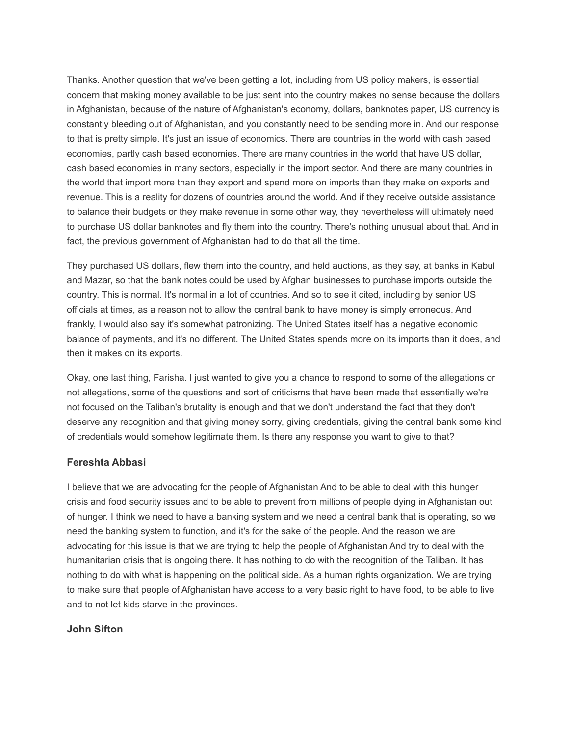Thanks. Another question that we've been getting a lot, including from US policy makers, is essential concern that making money available to be just sent into the country makes no sense because the dollars in Afghanistan, because of the nature of Afghanistan's economy, dollars, banknotes paper, US currency is constantly bleeding out of Afghanistan, and you constantly need to be sending more in. And our response to that is pretty simple. It's just an issue of economics. There are countries in the world with cash based economies, partly cash based economies. There are many countries in the world that have US dollar, cash based economies in many sectors, especially in the import sector. And there are many countries in the world that import more than they export and spend more on imports than they make on exports and revenue. This is a reality for dozens of countries around the world. And if they receive outside assistance to balance their budgets or they make revenue in some other way, they nevertheless will ultimately need to purchase US dollar banknotes and fly them into the country. There's nothing unusual about that. And in fact, the previous government of Afghanistan had to do that all the time.

They purchased US dollars, flew them into the country, and held auctions, as they say, at banks in Kabul and Mazar, so that the bank notes could be used by Afghan businesses to purchase imports outside the country. This is normal. It's normal in a lot of countries. And so to see it cited, including by senior US officials at times, as a reason not to allow the central bank to have money is simply erroneous. And frankly, I would also say it's somewhat patronizing. The United States itself has a negative economic balance of payments, and it's no different. The United States spends more on its imports than it does, and then it makes on its exports.

Okay, one last thing, Farisha. I just wanted to give you a chance to respond to some of the allegations or not allegations, some of the questions and sort of criticisms that have been made that essentially we're not focused on the Taliban's brutality is enough and that we don't understand the fact that they don't deserve any recognition and that giving money sorry, giving credentials, giving the central bank some kind of credentials would somehow legitimate them. Is there any response you want to give to that?

### Fereshta Abbasi

I believe that we are advocating for the people of Afghanistan And to be able to deal with this hunger crisis and food security issues and to be able to prevent from millions of people dying in Afghanistan out of hunger. I think we need to have a banking system and we need a central bank that is operating, so we need the banking system to function, and it's for the sake of the people. And the reason we are advocating for this issue is that we are trying to help the people of Afghanistan And try to deal with the humanitarian crisis that is ongoing there. It has nothing to do with the recognition of the Taliban. It has nothing to do with what is happening on the political side. As a human rights organization. We are trying to make sure that people of Afghanistan have access to a very basic right to have food, to be able to live and to not let kids starve in the provinces.

### John Sifton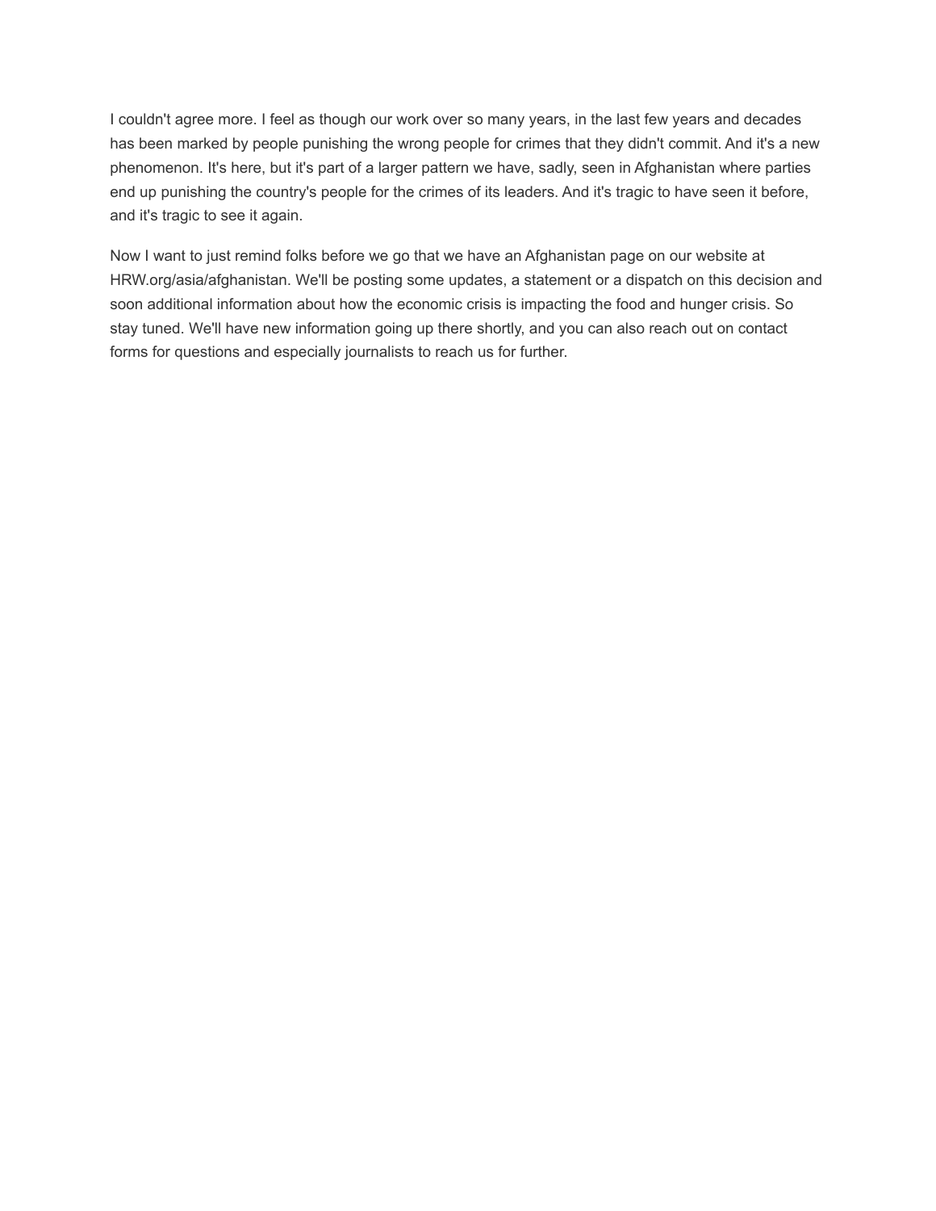I couldn't agree more. I feel as though our work over so many years, in the last few years and decades has been marked by people punishing the wrong people for crimes that they didn't commit. And it's a new phenomenon. It's here, but it's part of a larger pattern we have, sadly, seen in Afghanistan where parties end up punishing the country's people for the crimes of its leaders. And it's tragic to have seen it before, and it's tragic to see it again.

Now I want to just remind folks before we go that we have an Afghanistan page on our website at HRW.org/asia/afghanistan. We'll be posting some updates, a statement or a dispatch on this decision and soon additional information about how the economic crisis is impacting the food and hunger crisis. So stay tuned. We'll have new information going up there shortly, and you can also reach out on contact forms for questions and especially journalists to reach us for further.